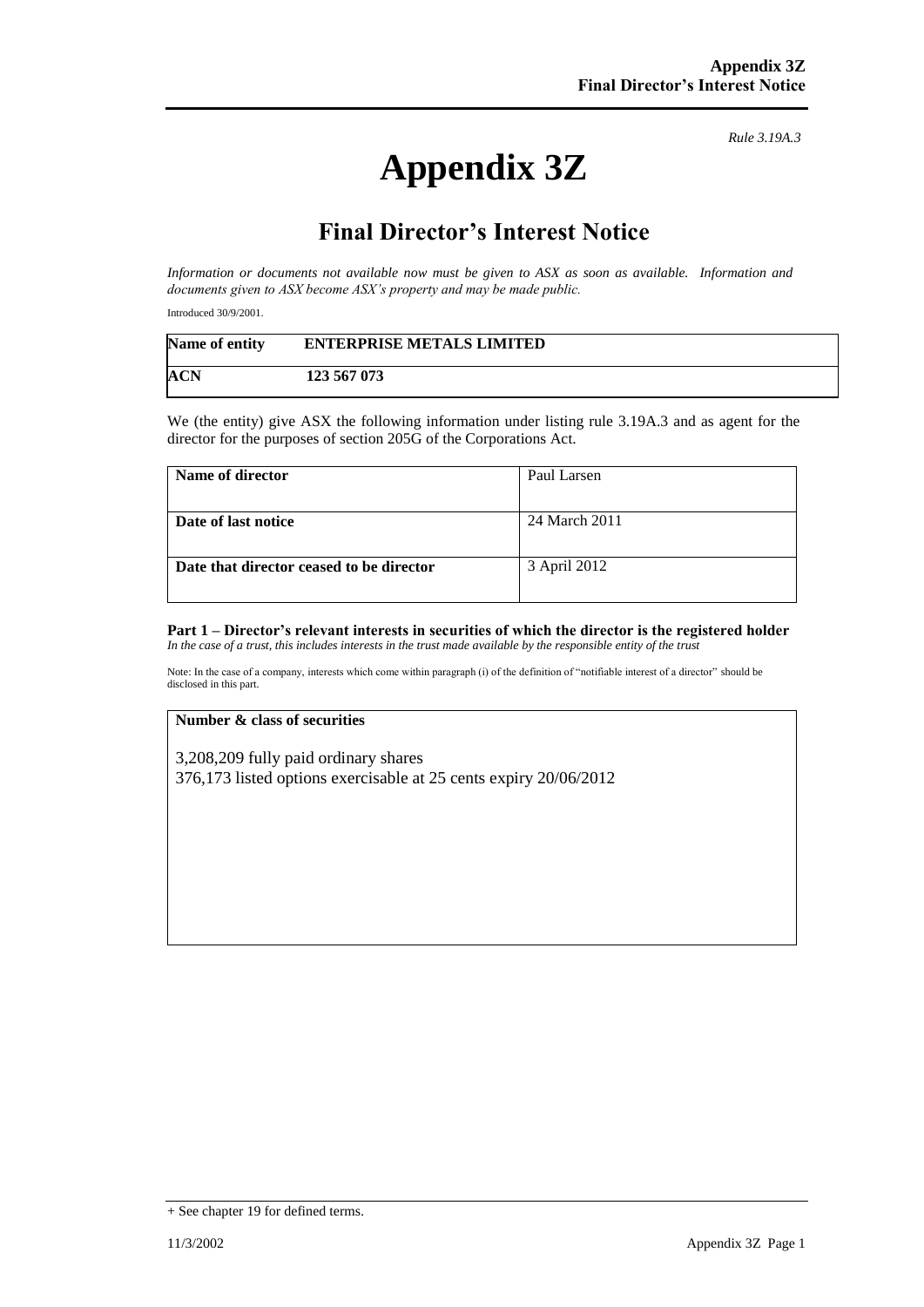*Rule 3.19A.3*

# Appendix 3Z

## Final Director's Interest Notice

*Information or documents not available now must be given to ASX as soon as available. Information and documents given to ASX become ASX's property and may be made public.*

Introduced 30/9/2001.

| **Name of entity** | **ENTERPRISE METALS LIMITED** |
|---|---|
| **ACN** | **123 567 073** |

We (the entity) give ASX the following information under listing rule 3.19A.3 and as agent for the director for the purposes of section 205G of the Corporations Act.

| **Name of director** | Paul Larsen |
|---|---|
| **Date of last notice** | 24 March 2011 |
| **Date that director ceased to be director** | 3 April 2012 |

**Part 1 – Director's relevant interests in securities of which the director is the registered holder**
*In the case of a trust, this includes interests in the trust made available by the responsible entity of the trust*

Note: In the case of a company, interests which come within paragraph (i) of the definition of "notifiable interest of a director" should be disclosed in this part.

| **Number & class of securities** |
|---|
| 3,208,209 fully paid ordinary shares<br>376,173 listed options exercisable at 25 cents expiry 20/06/2012 |

+ See chapter 19 for defined terms.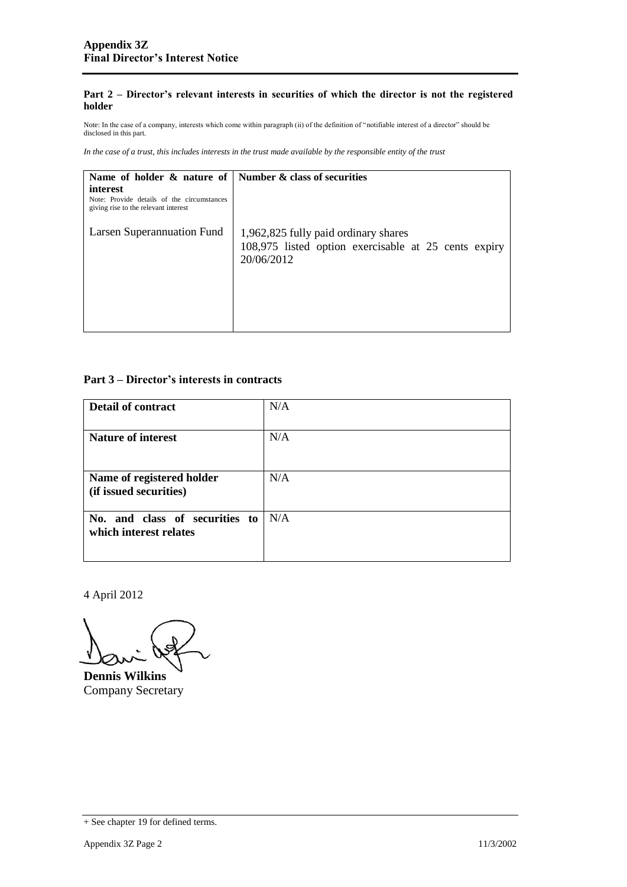## Part 2 – Director's relevant interests in securities of which the director is not the registered holder

Note: In the case of a company, interests which come within paragraph (ii) of the definition of "notifiable interest of a director" should be disclosed in this part.

*In the case of a trust, this includes interests in the trust made available by the responsible entity of the trust*

| **Name of holder & nature of interest**<br>Note: Provide details of the circumstances giving rise to the relevant interest | **Number & class of securities** |
|---|---|
| Larsen Superannuation Fund | 1,962,825 fully paid ordinary shares<br>108,975 listed option exercisable at 25 cents expiry 20/06/2012 |

## Part 3 – Director's interests in contracts

| | |
|---|---|
| **Detail of contract** | N/A |
| **Nature of interest** | N/A |
| **Name of registered holder (if issued securities)** | N/A |
| **No. and class of securities to which interest relates** | N/A |

4 April 2012

**Dennis Wilkins**
Company Secretary

+ See chapter 19 for defined terms.